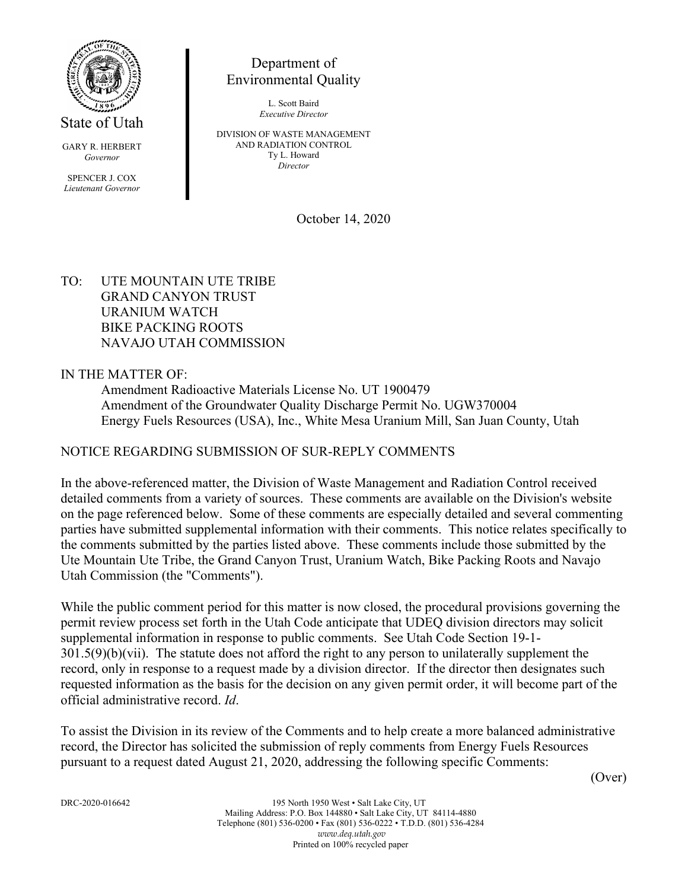State of Utah

GARY R. HERBERT
*Governor*

SPENCER J. COX
*Lieutenant Governor*

Department of
Environmental Quality

L. Scott Baird
*Executive Director*

DIVISION OF WASTE MANAGEMENT
AND RADIATION CONTROL
Ty L. Howard
*Director*

October 14, 2020

TO: UTE MOUNTAIN UTE TRIBE
GRAND CANYON TRUST
URANIUM WATCH
BIKE PACKING ROOTS
NAVAJO UTAH COMMISSION

IN THE MATTER OF:
Amendment Radioactive Materials License No. UT 1900479
Amendment of the Groundwater Quality Discharge Permit No. UGW370004
Energy Fuels Resources (USA), Inc., White Mesa Uranium Mill, San Juan County, Utah

NOTICE REGARDING SUBMISSION OF SUR-REPLY COMMENTS

In the above-referenced matter, the Division of Waste Management and Radiation Control received detailed comments from a variety of sources. These comments are available on the Division's website on the page referenced below. Some of these comments are especially detailed and several commenting parties have submitted supplemental information with their comments. This notice relates specifically to the comments submitted by the parties listed above. These comments include those submitted by the Ute Mountain Ute Tribe, the Grand Canyon Trust, Uranium Watch, Bike Packing Roots and Navajo Utah Commission (the "Comments").

While the public comment period for this matter is now closed, the procedural provisions governing the permit review process set forth in the Utah Code anticipate that UDEQ division directors may solicit supplemental information in response to public comments. See Utah Code Section 19-1-301.5(9)(b)(vii). The statute does not afford the right to any person to unilaterally supplement the record, only in response to a request made by a division director. If the director then designates such requested information as the basis for the decision on any given permit order, it will become part of the official administrative record. *Id*.

To assist the Division in its review of the Comments and to help create a more balanced administrative record, the Director has solicited the submission of reply comments from Energy Fuels Resources pursuant to a request dated August 21, 2020, addressing the following specific Comments:

(Over)

DRC-2020-016642

195 North 1950 West • Salt Lake City, UT
Mailing Address: P.O. Box 144880 • Salt Lake City, UT 84114-4880
Telephone (801) 536-0200 • Fax (801) 536-0222 • T.D.D. (801) 536-4284
*www.deq.utah.gov*
Printed on 100% recycled paper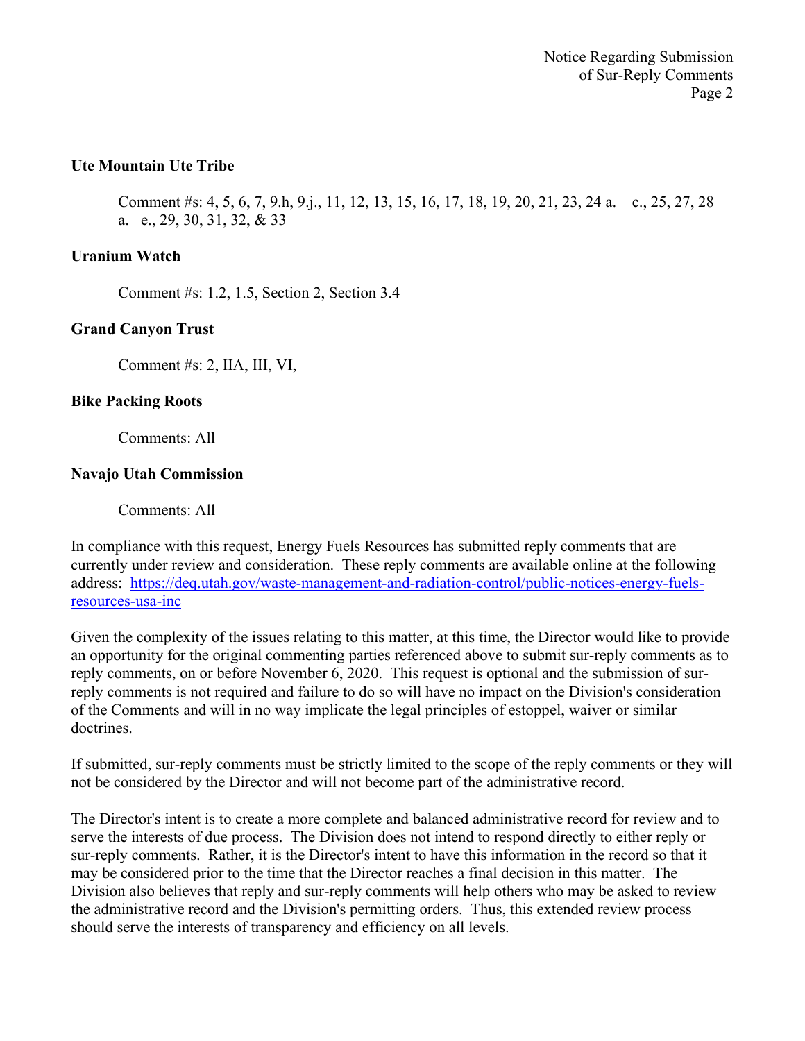**Ute Mountain Ute Tribe**

Comment #s: 4, 5, 6, 7, 9.h, 9.j., 11, 12, 13, 15, 16, 17, 18, 19, 20, 21, 23, 24 a. – c., 25, 27, 28 a.– e., 29, 30, 31, 32, & 33

**Uranium Watch**

Comment #s: 1.2, 1.5, Section 2, Section 3.4

**Grand Canyon Trust**

Comment #s: 2, IIA, III, VI,

**Bike Packing Roots**

Comments: All

**Navajo Utah Commission**

Comments: All

In compliance with this request, Energy Fuels Resources has submitted reply comments that are currently under review and consideration. These reply comments are available online at the following address: https://deq.utah.gov/waste-management-and-radiation-control/public-notices-energy-fuels-resources-usa-inc

Given the complexity of the issues relating to this matter, at this time, the Director would like to provide an opportunity for the original commenting parties referenced above to submit sur-reply comments as to reply comments, on or before November 6, 2020. This request is optional and the submission of sur-reply comments is not required and failure to do so will have no impact on the Division's consideration of the Comments and will in no way implicate the legal principles of estoppel, waiver or similar doctrines.

If submitted, sur-reply comments must be strictly limited to the scope of the reply comments or they will not be considered by the Director and will not become part of the administrative record.

The Director's intent is to create a more complete and balanced administrative record for review and to serve the interests of due process. The Division does not intend to respond directly to either reply or sur-reply comments. Rather, it is the Director's intent to have this information in the record so that it may be considered prior to the time that the Director reaches a final decision in this matter. The Division also believes that reply and sur-reply comments will help others who may be asked to review the administrative record and the Division's permitting orders. Thus, this extended review process should serve the interests of transparency and efficiency on all levels.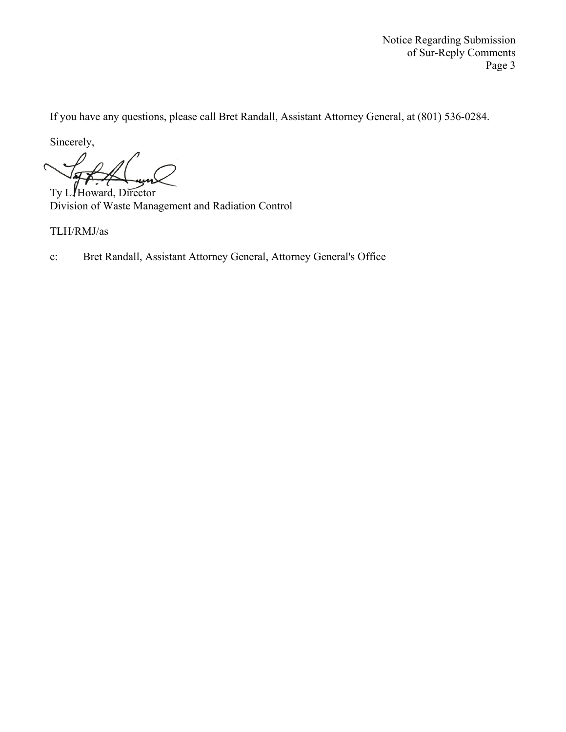If you have any questions, please call Bret Randall, Assistant Attorney General, at (801) 536-0284.

Sincerely,

Ty L. Howard, Director
Division of Waste Management and Radiation Control

TLH/RMJ/as

c: Bret Randall, Assistant Attorney General, Attorney General's Office